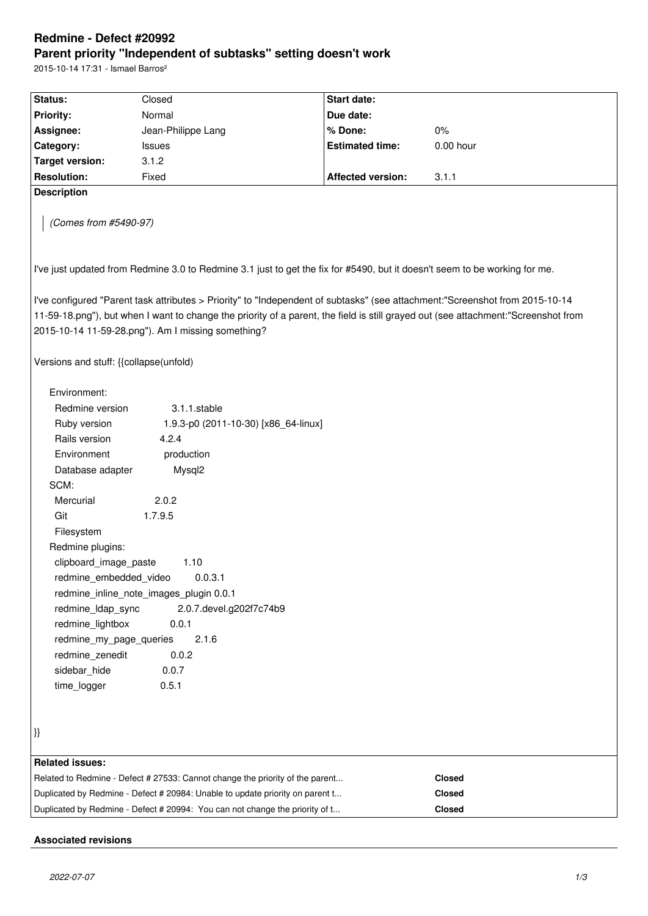# Redmine - Defect #20992

## Parent priority "Independent of subtasks" setting doesn't work

2015-10-14 17:31 - Ismael Barros²

| Status: | Closed | Start date: | |
|---|---|---|---|
| Priority: | Normal | Due date: | |
| Assignee: | Jean-Philippe Lang | % Done: | 0% |
| Category: | Issues | Estimated time: | 0.00 hour |
| Target version: | 3.1.2 | | |
| Resolution: | Fixed | Affected version: | 3.1.1 |

**Description**

> *(Comes from #5490-97)*

I've just updated from Redmine 3.0 to Redmine 3.1 just to get the fix for #5490, but it doesn't seem to be working for me.

I've configured "Parent task attributes > Priority" to "Independent of subtasks" (see attachment:"Screenshot from 2015-10-14 11-59-18.png"), but when I want to change the priority of a parent, the field is still grayed out (see attachment:"Screenshot from 2015-10-14 11-59-28.png"). Am I missing something?

Versions and stuff: {{collapse(unfold)

```
Environment:
  Redmine version          3.1.1.stable
  Ruby version             1.9.3-p0 (2011-10-30) [x86_64-linux]
  Rails version            4.2.4
  Environment              production
  Database adapter         Mysql2
SCM:
  Mercurial                2.0.2
  Git                      1.7.9.5
  Filesystem
Redmine plugins:
  clipboard_image_paste    1.10
  redmine_embedded_video   0.0.3.1
  redmine_inline_note_images_plugin 0.0.1
  redmine_ldap_sync        2.0.7.devel.g202f7c74b9
  redmine_lightbox         0.0.1
  redmine_my_page_queries  2.1.6
  redmine_zenedit          0.0.2
  sidebar_hide             0.0.7
  time_logger              0.5.1
```

}}

**Related issues:**

| | |
|---|---|
| Related to Redmine - Defect # 27533: Cannot change the priority of the parent... | Closed |
| Duplicated by Redmine - Defect # 20984: Unable to update priority on parent t... | Closed |
| Duplicated by Redmine - Defect # 20994: You can not change the priority of t... | Closed |

**Associated revisions**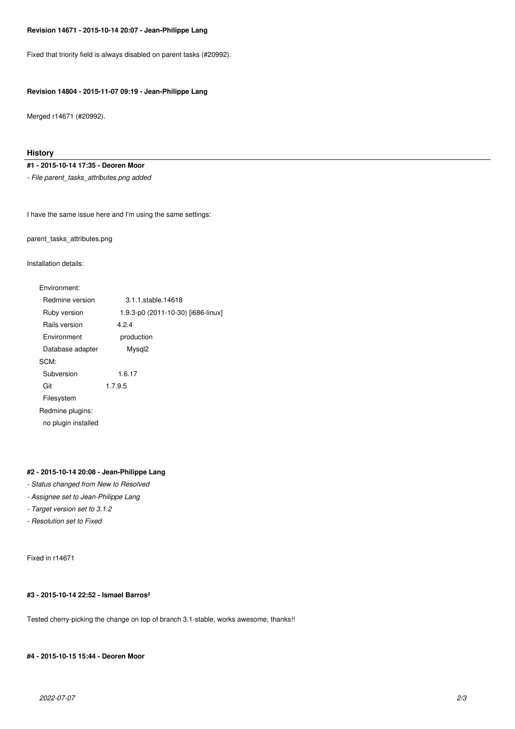**Revision 14671 - 2015-10-14 20:07 - Jean-Philippe Lang**

Fixed that triority field is always disabled on parent tasks (#20992).

**Revision 14804 - 2015-11-07 09:19 - Jean-Philippe Lang**

Merged r14671 (#20992).

## History

**#1 - 2015-10-14 17:35 - Deoren Moor**

*- File parent_tasks_attributes.png added*

I have the same issue here and I'm using the same settings:

parent_tasks_attributes.png

Installation details:

```
Environment:
  Redmine version          3.1.1.stable.14618
  Ruby version             1.9.3-p0 (2011-10-30) [i686-linux]
  Rails version            4.2.4
  Environment              production
  Database adapter         Mysql2
SCM:
  Subversion               1.6.17
  Git                      1.7.9.5
  Filesystem
Redmine plugins:
  no plugin installed
```

**#2 - 2015-10-14 20:08 - Jean-Philippe Lang**

*- Status changed from New to Resolved*

*- Assignee set to Jean-Philippe Lang*

*- Target version set to 3.1.2*

*- Resolution set to Fixed*

Fixed in r14671

**#3 - 2015-10-14 22:52 - Ismael Barros²**

Tested cherry-picking the change on top of branch 3.1-stable, works awesome, thanks!!

**#4 - 2015-10-15 15:44 - Deoren Moor**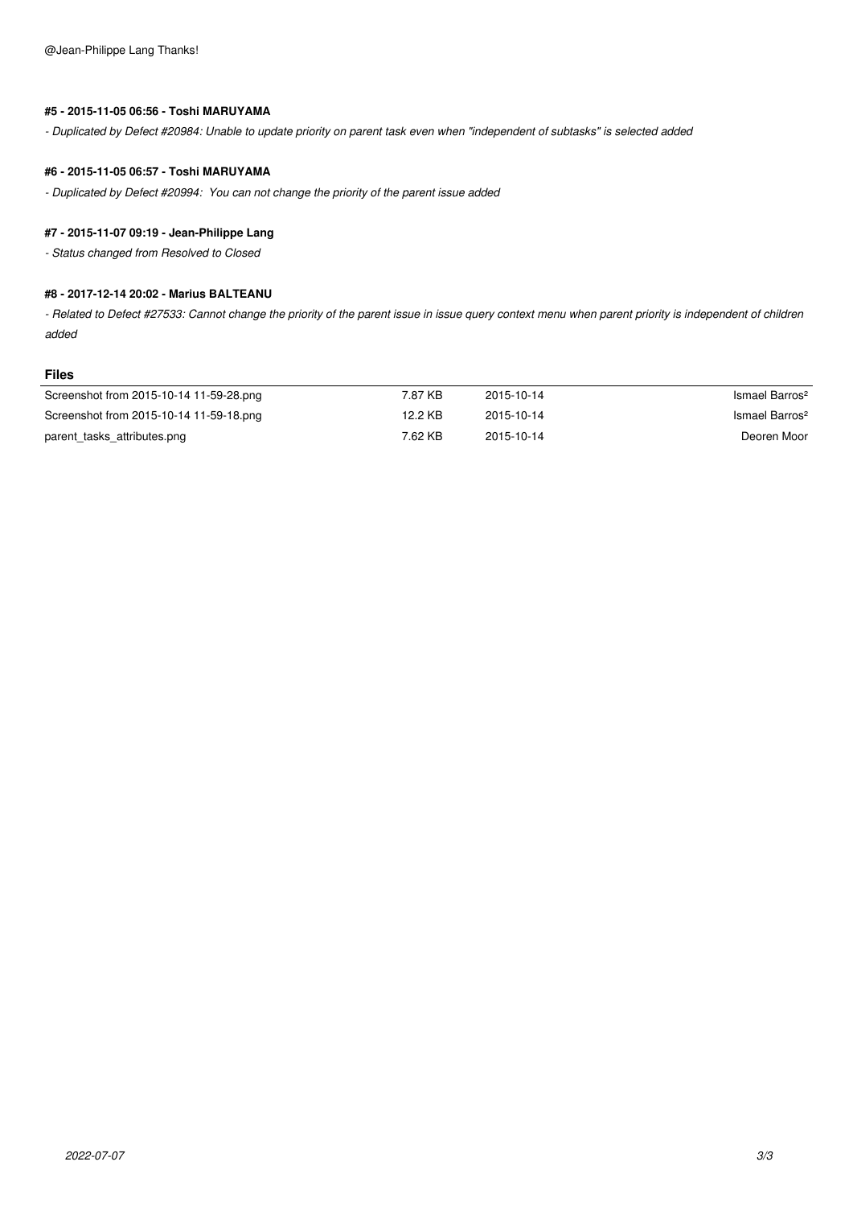@Jean-Philippe Lang Thanks!

#### #5 - 2015-11-05 06:56 - Toshi MARUYAMA

*- Duplicated by Defect #20984: Unable to update priority on parent task even when "independent of subtasks" is selected added*

#### #6 - 2015-11-05 06:57 - Toshi MARUYAMA

*- Duplicated by Defect #20994: You can not change the priority of the parent issue added*

#### #7 - 2015-11-07 09:19 - Jean-Philippe Lang

*- Status changed from Resolved to Closed*

#### #8 - 2017-12-14 20:02 - Marius BALTEANU

*- Related to Defect #27533: Cannot change the priority of the parent issue in issue query context menu when parent priority is independent of children added*

### Files

| | | | |
|---|---|---|---|
| Screenshot from 2015-10-14 11-59-28.png | 7.87 KB | 2015-10-14 | Ismael Barros² |
| Screenshot from 2015-10-14 11-59-18.png | 12.2 KB | 2015-10-14 | Ismael Barros² |
| parent_tasks_attributes.png | 7.62 KB | 2015-10-14 | Deoren Moor |